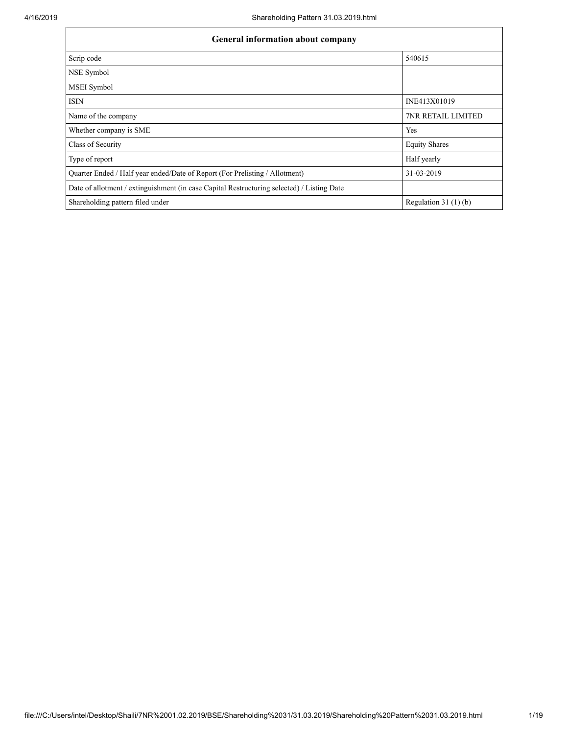| General information about company | |
|---|---|
| Scrip code | 540615 |
| NSE Symbol | |
| MSEI Symbol | |
| ISIN | INE413X01019 |
| Name of the company | 7NR RETAIL LIMITED |
| Whether company is SME | Yes |
| Class of Security | Equity Shares |
| Type of report | Half yearly |
| Quarter Ended / Half year ended/Date of Report (For Prelisting / Allotment) | 31-03-2019 |
| Date of allotment / extinguishment (in case Capital Restructuring selected) / Listing Date | |
| Shareholding pattern filed under | Regulation 31 (1) (b) |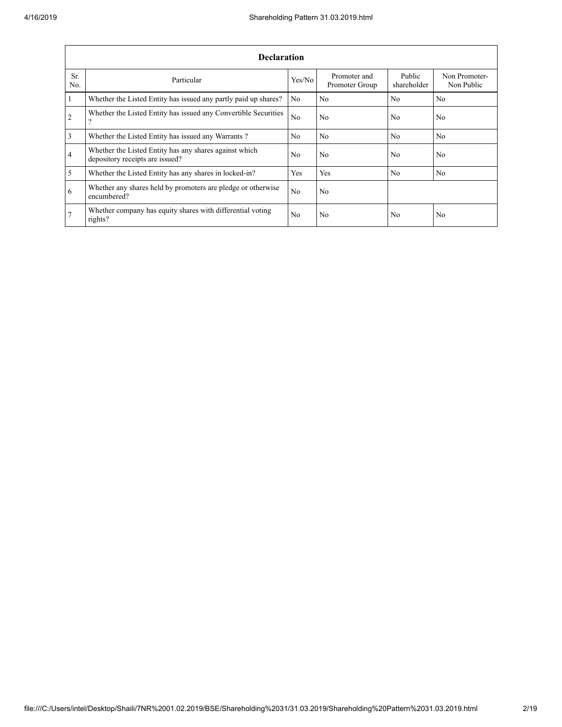| Declaration | | | | | |
|---|---|---|---|---|---|
| Sr. No. | Particular | Yes/No | Promoter and Promoter Group | Public shareholder | Non Promoter-Non Public |
| 1 | Whether the Listed Entity has issued any partly paid up shares? | No | No | No | No |
| 2 | Whether the Listed Entity has issued any Convertible Securities ? | No | No | No | No |
| 3 | Whether the Listed Entity has issued any Warrants ? | No | No | No | No |
| 4 | Whether the Listed Entity has any shares against which depository receipts are issued? | No | No | No | No |
| 5 | Whether the Listed Entity has any shares in locked-in? | Yes | Yes | No | No |
| 6 | Whether any shares held by promoters are pledge or otherwise encumbered? | No | No | | |
| 7 | Whether company has equity shares with differential voting rights? | No | No | No | No |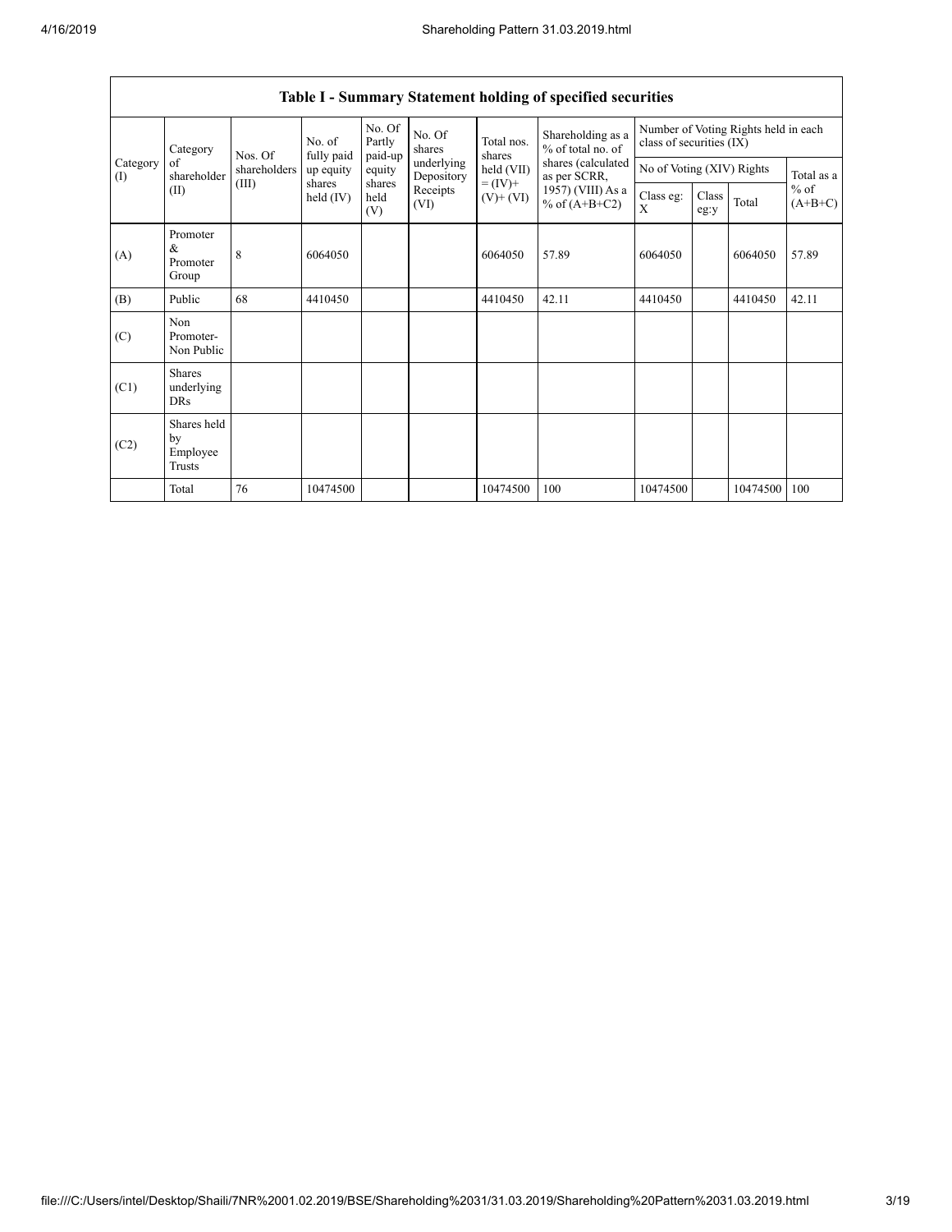## Table I - Summary Statement holding of specified securities

| Category (I) | Category of shareholder (II) | Nos. Of shareholders (III) | No. of fully paid up equity shares held (IV) | No. Of Partly paid-up equity shares held (V) | No. Of shares underlying Depository Receipts (VI) | Total nos. shares held (VII) = (IV)+ (V)+ (VI) | Shareholding as a % of total no. of shares (calculated as per SCRR, 1957) (VIII) As a % of (A+B+C2) | Number of Voting Rights held in each class of securities (IX) | | | |
|---|---|---|---|---|---|---|---|---|---|---|---|
| | | | | | | | | No of Voting (XIV) Rights | | | Total as a % of (A+B+C) |
| | | | | | | | | Class eg: X | Class eg:y | Total | |
| (A) | Promoter & Promoter Group | 8 | 6064050 | | | 6064050 | 57.89 | 6064050 | | 6064050 | 57.89 |
| (B) | Public | 68 | 4410450 | | | 4410450 | 42.11 | 4410450 | | 4410450 | 42.11 |
| (C) | Non Promoter- Non Public | | | | | | | | | | |
| (C1) | Shares underlying DRs | | | | | | | | | | |
| (C2) | Shares held by Employee Trusts | | | | | | | | | | |
| | Total | 76 | 10474500 | | | 10474500 | 100 | 10474500 | | 10474500 | 100 |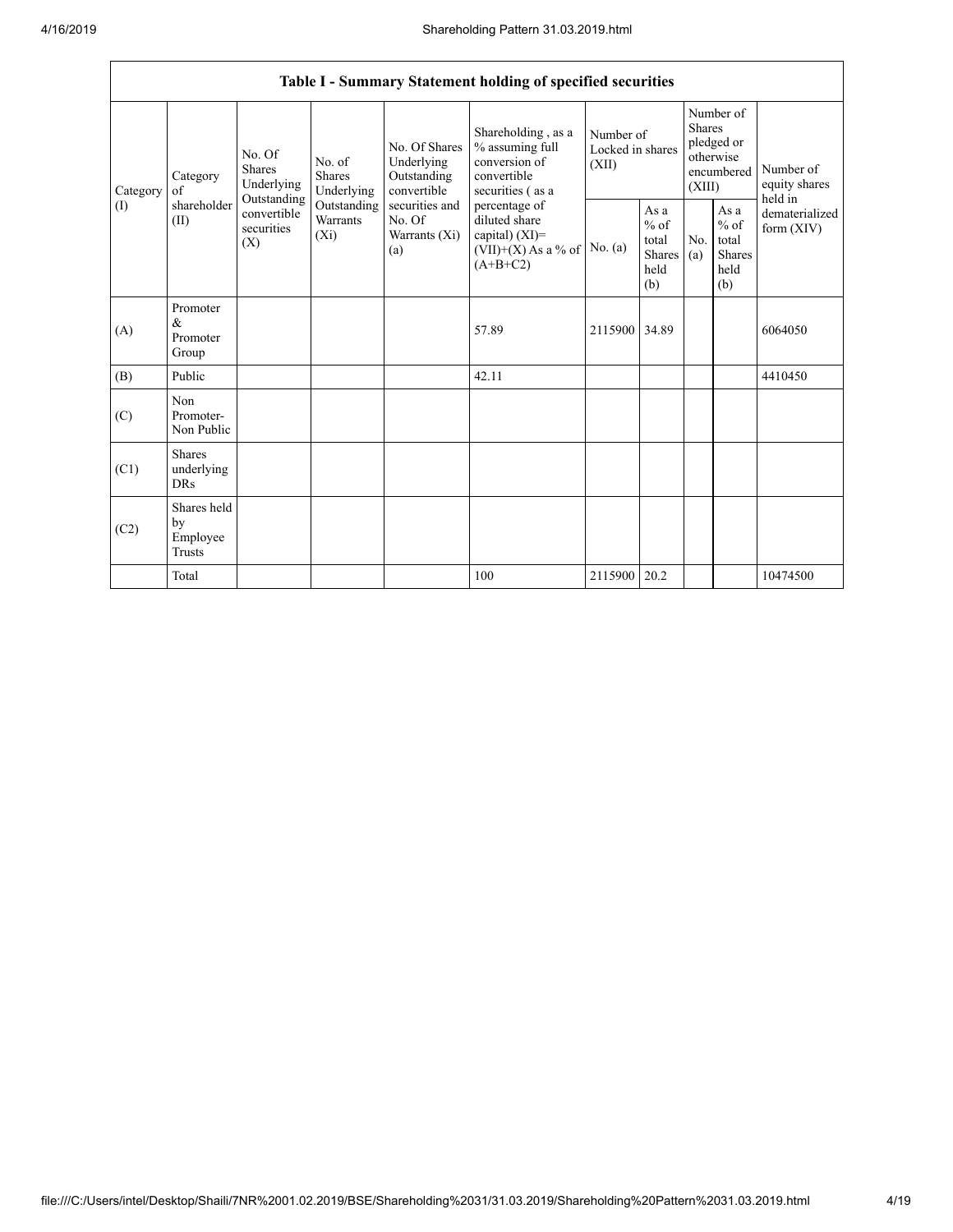| Table I - Summary Statement holding of specified securities | | | | | | | | | | | |
|---|---|---|---|---|---|---|---|---|---|---|---|
| Category (I) | Category of shareholder (II) | No. Of Shares Underlying Outstanding convertible securities (X) | No. of Shares Underlying Outstanding Warrants (Xi) | No. Of Shares Underlying Outstanding convertible securities and No. Of Warrants (Xi) (a) | Shareholding , as a % assuming full conversion of convertible securities ( as a percentage of diluted share capital) (XI)= (VII)+(X) As a % of (A+B+C2) | Number of Locked in shares (XII) | | Number of Shares pledged or otherwise encumbered (XIII) | | Number of equity shares held in dematerialized form (XIV) |
| | | | | | | No. (a) | As a % of total Shares held (b) | No. (a) | As a % of total Shares held (b) | |
| (A) | Promoter & Promoter Group | | | | 57.89 | 2115900 | 34.89 | | | 6064050 |
| (B) | Public | | | | 42.11 | | | | | 4410450 |
| (C) | Non Promoter- Non Public | | | | | | | | | |
| (C1) | Shares underlying DRs | | | | | | | | | |
| (C2) | Shares held by Employee Trusts | | | | | | | | | |
| | Total | | | | 100 | 2115900 | 20.2 | | | 10474500 |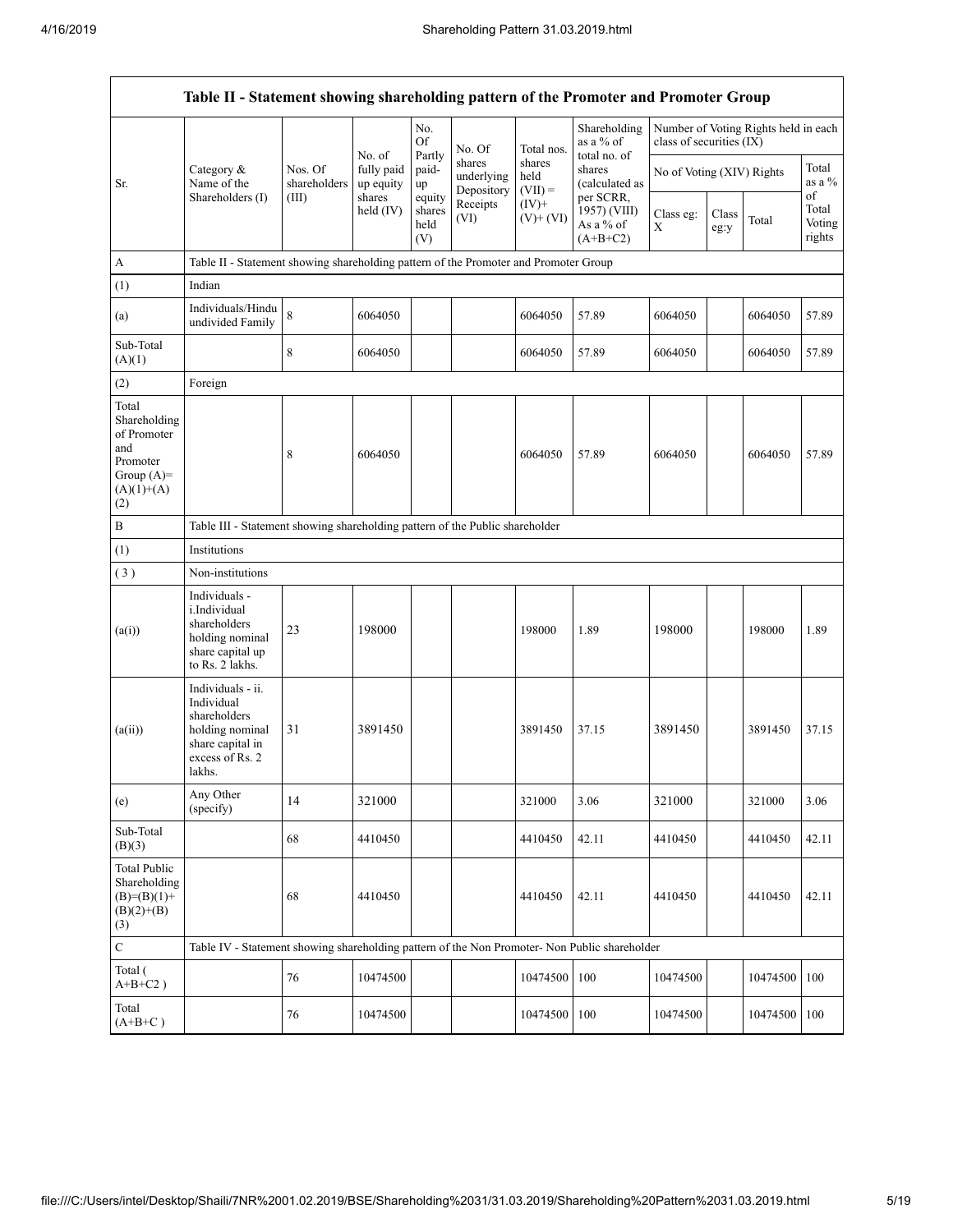| Table II - Statement showing shareholding pattern of the Promoter and Promoter Group | | | | | | | | | | | | |
|---|---|---|---|---|---|---|---|---|---|---|---|---|
| Sr. | Category & Name of the Shareholders (I) | Nos. Of shareholders (III) | No. of fully paid up equity shares held (IV) | No. Of Partly paid-up equity shares held (V) | No. Of shares underlying Depository Receipts (VI) | Total nos. shares held (VII) = (IV)+ (V)+ (VI) | Shareholding as a % of total no. of shares (calculated as per SCRR, 1957) (VIII) As a % of (A+B+C2) | Number of Voting Rights held in each class of securities (IX) | | | |
| | | | | | | | | No of Voting (XIV) Rights | | | Total as a % of Total Voting rights |
| | | | | | | | | Class eg: X | Class eg:y | Total | |
| A | Table II - Statement showing shareholding pattern of the Promoter and Promoter Group | | | | | | | | | | |
| (1) | Indian | | | | | | | | | | |
| (a) | Individuals/Hindu undivided Family | 8 | 6064050 | | | 6064050 | 57.89 | 6064050 | | 6064050 | 57.89 |
| Sub-Total (A)(1) | | 8 | 6064050 | | | 6064050 | 57.89 | 6064050 | | 6064050 | 57.89 |
| (2) | Foreign | | | | | | | | | | |
| Total Shareholding of Promoter and Promoter Group (A)=(A)(1)+(A)(2) | | 8 | 6064050 | | | 6064050 | 57.89 | 6064050 | | 6064050 | 57.89 |
| B | Table III - Statement showing shareholding pattern of the Public shareholder | | | | | | | | | | |
| (1) | Institutions | | | | | | | | | | |
| (3) | Non-institutions | | | | | | | | | | |
| (a(i)) | Individuals - i.Individual shareholders holding nominal share capital up to Rs. 2 lakhs. | 23 | 198000 | | | 198000 | 1.89 | 198000 | | 198000 | 1.89 |
| (a(ii)) | Individuals - ii. Individual shareholders holding nominal share capital in excess of Rs. 2 lakhs. | 31 | 3891450 | | | 3891450 | 37.15 | 3891450 | | 3891450 | 37.15 |
| (e) | Any Other (specify) | 14 | 321000 | | | 321000 | 3.06 | 321000 | | 321000 | 3.06 |
| Sub-Total (B)(3) | | 68 | 4410450 | | | 4410450 | 42.11 | 4410450 | | 4410450 | 42.11 |
| Total Public Shareholding (B)=(B)(1)+(B)(2)+(B)(3) | | 68 | 4410450 | | | 4410450 | 42.11 | 4410450 | | 4410450 | 42.11 |
| C | Table IV - Statement showing shareholding pattern of the Non Promoter- Non Public shareholder | | | | | | | | | | |
| Total ( A+B+C2 ) | | 76 | 10474500 | | | 10474500 | 100 | 10474500 | | 10474500 | 100 |
| Total (A+B+C ) | | 76 | 10474500 | | | 10474500 | 100 | 10474500 | | 10474500 | 100 |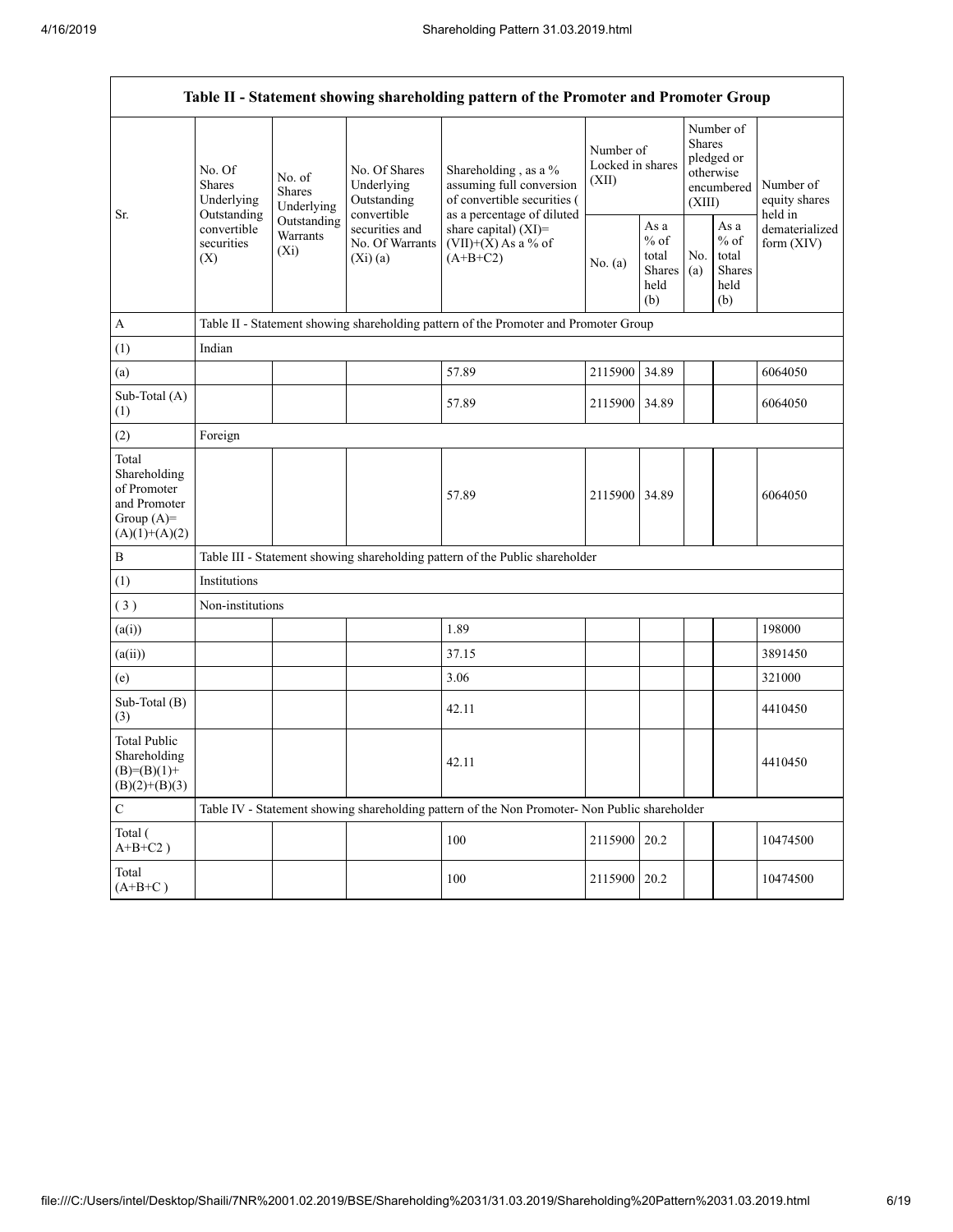| Table II - Statement showing shareholding pattern of the Promoter and Promoter Group | | | | | | | | | | |
|---|---|---|---|---|---|---|---|---|---|---|
| Sr. | No. Of Shares Underlying Outstanding convertible securities (X) | No. of Shares Underlying Outstanding Warrants (Xi) | No. Of Shares Underlying Outstanding convertible securities and No. Of Warrants (Xi) (a) | Shareholding , as a % assuming full conversion of convertible securities ( as a percentage of diluted share capital) (XI)= (VII)+(X) As a % of (A+B+C2) | Number of Locked in shares (XII) | | Number of Shares pledged or otherwise encumbered (XIII) | | Number of equity shares held in dematerialized form (XIV) |
| | | | | | No. (a) | As a % of total Shares held (b) | No. (a) | As a % of total Shares held (b) | |
| A | Table II - Statement showing shareholding pattern of the Promoter and Promoter Group | | | | | | | | |
| (1) | Indian | | | | | | | | |
| (a) | | | | 57.89 | 2115900 | 34.89 | | | 6064050 |
| Sub-Total (A)(1) | | | | 57.89 | 2115900 | 34.89 | | | 6064050 |
| (2) | Foreign | | | | | | | | |
| Total Shareholding of Promoter and Promoter Group (A)=(A)(1)+(A)(2) | | | | 57.89 | 2115900 | 34.89 | | | 6064050 |
| B | Table III - Statement showing shareholding pattern of the Public shareholder | | | | | | | | |
| (1) | Institutions | | | | | | | | |
| ( 3 ) | Non-institutions | | | | | | | | |
| (a(i)) | | | | 1.89 | | | | | 198000 |
| (a(ii)) | | | | 37.15 | | | | | 3891450 |
| (e) | | | | 3.06 | | | | | 321000 |
| Sub-Total (B)(3) | | | | 42.11 | | | | | 4410450 |
| Total Public Shareholding (B)=(B)(1)+(B)(2)+(B)(3) | | | | 42.11 | | | | | 4410450 |
| C | Table IV - Statement showing shareholding pattern of the Non Promoter- Non Public shareholder | | | | | | | | |
| Total ( A+B+C2 ) | | | | 100 | 2115900 | 20.2 | | | 10474500 |
| Total (A+B+C ) | | | | 100 | 2115900 | 20.2 | | | 10474500 |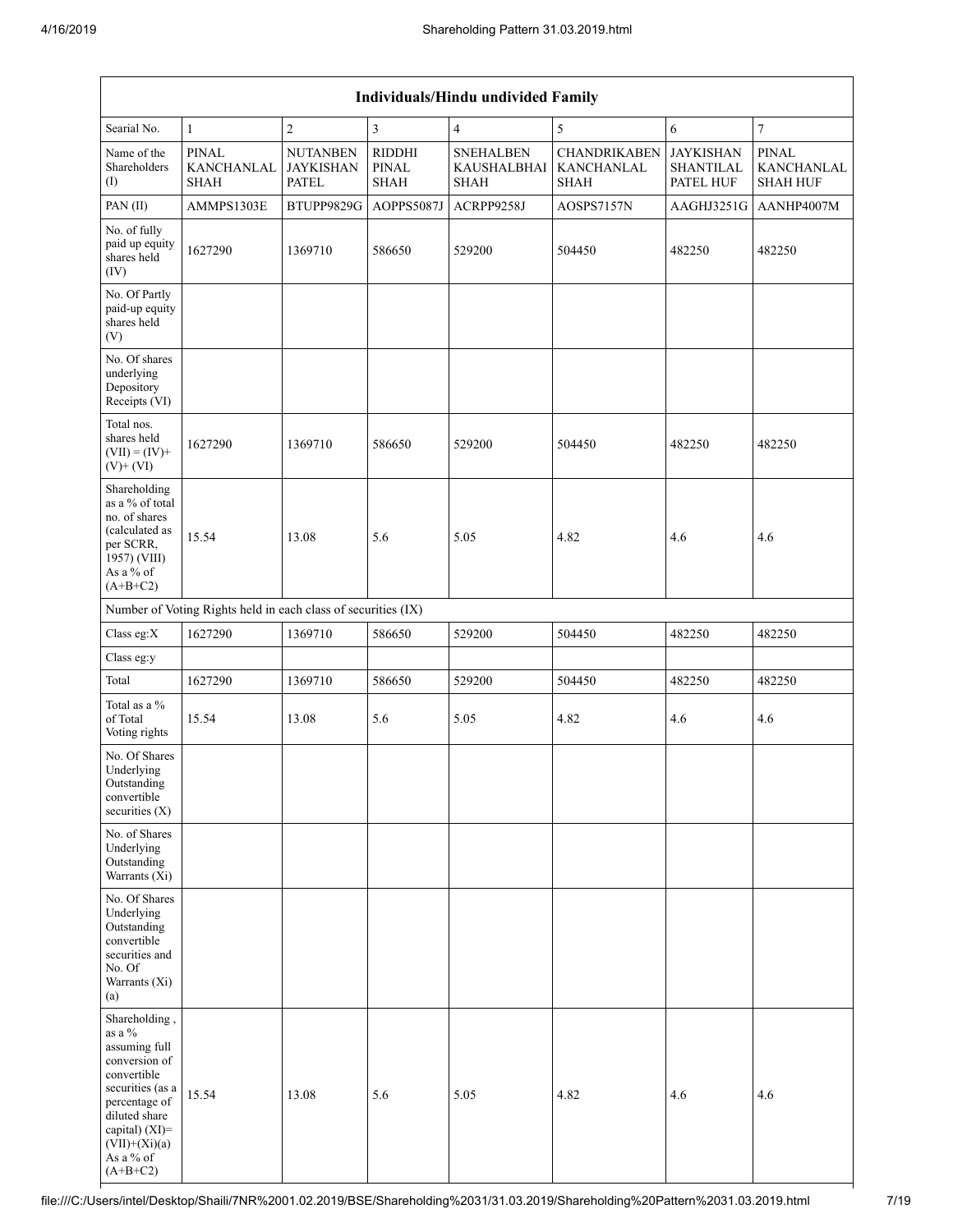| Individuals/Hindu undivided Family | | | | | | | |
|---|---|---|---|---|---|---|---|
| Searial No. | 1 | 2 | 3 | 4 | 5 | 6 | 7 |
| Name of the Shareholders (I) | PINAL KANCHANLAL SHAH | NUTANBEN JAYKISHAN PATEL | RIDDHI PINAL SHAH | SNEHALBEN KAUSHALBHAI SHAH | CHANDRIKABEN KANCHANLAL SHAH | JAYKISHAN SHANTILAL PATEL HUF | PINAL KANCHANLAL SHAH HUF |
| PAN (II) | AMMPS1303E | BTUPP9829G | AOPPS5087J | ACRPP9258J | AOSPS7157N | AAGHJ3251G | AANHP4007M |
| No. of fully paid up equity shares held (IV) | 1627290 | 1369710 | 586650 | 529200 | 504450 | 482250 | 482250 |
| No. Of Partly paid-up equity shares held (V) | | | | | | | |
| No. Of shares underlying Depository Receipts (VI) | | | | | | | |
| Total nos. shares held (VII) = (IV)+(V)+ (VI) | 1627290 | 1369710 | 586650 | 529200 | 504450 | 482250 | 482250 |
| Shareholding as a % of total no. of shares (calculated as per SCRR, 1957) (VIII) As a % of (A+B+C2) | 15.54 | 13.08 | 5.6 | 5.05 | 4.82 | 4.6 | 4.6 |
| Number of Voting Rights held in each class of securities (IX) | | | | | | | |
| Class eg:X | 1627290 | 1369710 | 586650 | 529200 | 504450 | 482250 | 482250 |
| Class eg:y | | | | | | | |
| Total | 1627290 | 1369710 | 586650 | 529200 | 504450 | 482250 | 482250 |
| Total as a % of Total Voting rights | 15.54 | 13.08 | 5.6 | 5.05 | 4.82 | 4.6 | 4.6 |
| No. Of Shares Underlying Outstanding convertible securities (X) | | | | | | | |
| No. of Shares Underlying Outstanding Warrants (Xi) | | | | | | | |
| No. Of Shares Underlying Outstanding convertible securities and No. Of Warrants (Xi) (a) | | | | | | | |
| Shareholding , as a % assuming full conversion of convertible securities (as a percentage of diluted share capital) (XI)= (VII)+(Xi)(a) As a % of (A+B+C2) | 15.54 | 13.08 | 5.6 | 5.05 | 4.82 | 4.6 | 4.6 |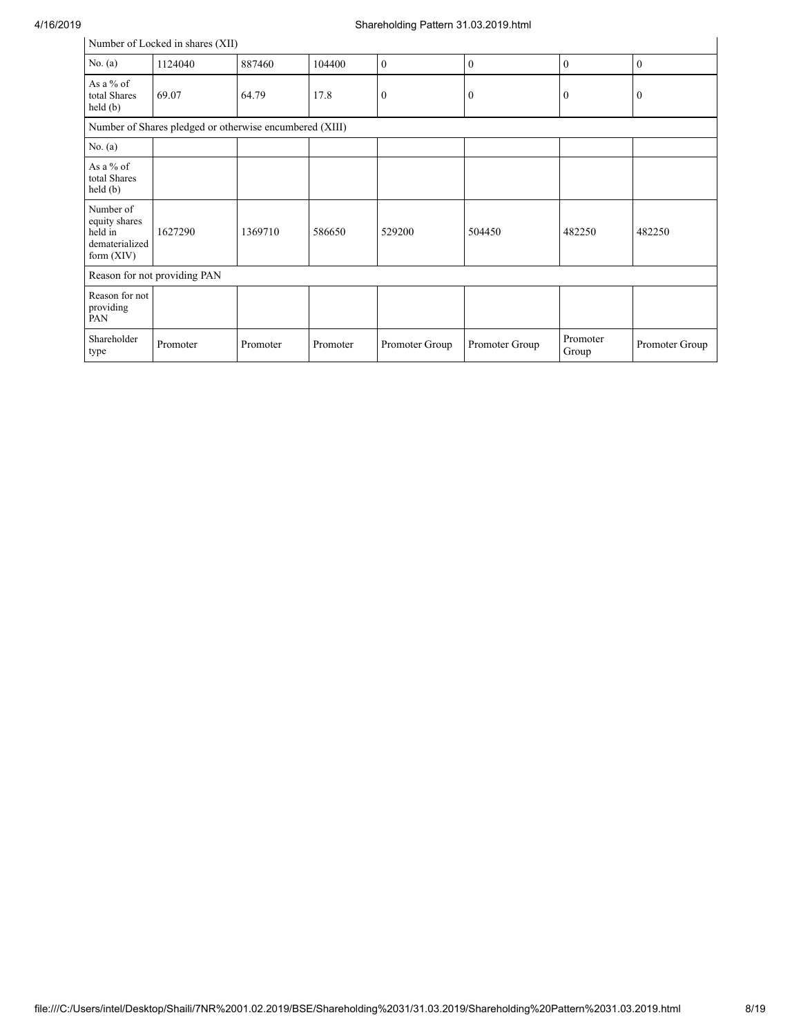| Number of Locked in shares (XII) | | | | | | | |
|---|---|---|---|---|---|---|---|
| No. (a) | 1124040 | 887460 | 104400 | 0 | 0 | 0 | 0 |
| As a % of total Shares held (b) | 69.07 | 64.79 | 17.8 | 0 | 0 | 0 | 0 |
| Number of Shares pledged or otherwise encumbered (XIII) | | | | | | | |
| No. (a) | | | | | | | |
| As a % of total Shares held (b) | | | | | | | |
| Number of equity shares held in dematerialized form (XIV) | 1627290 | 1369710 | 586650 | 529200 | 504450 | 482250 | 482250 |
| Reason for not providing PAN | | | | | | | |
| Reason for not providing PAN | | | | | | | |
| Shareholder type | Promoter | Promoter | Promoter | Promoter Group | Promoter Group | Promoter Group | Promoter Group |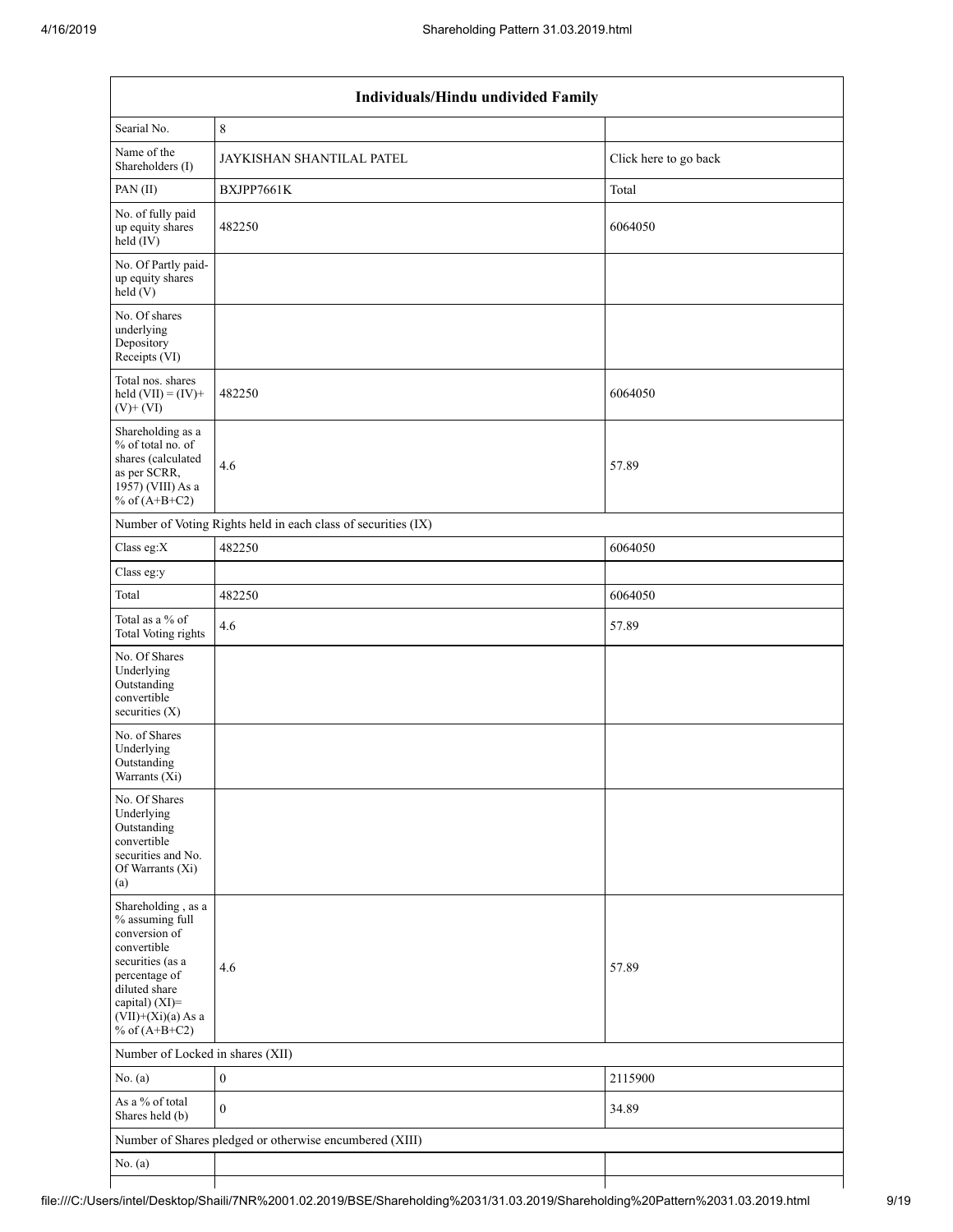| Individuals/Hindu undivided Family | | |
|---|---|---|
| Searial No. | 8 | |
| Name of the Shareholders (I) | JAYKISHAN SHANTILAL PATEL | Click here to go back |
| PAN (II) | BXJPP7661K | Total |
| No. of fully paid up equity shares held (IV) | 482250 | 6064050 |
| No. Of Partly paid-up equity shares held (V) | | |
| No. Of shares underlying Depository Receipts (VI) | | |
| Total nos. shares held (VII) = (IV)+ (V)+ (VI) | 482250 | 6064050 |
| Shareholding as a % of total no. of shares (calculated as per SCRR, 1957) (VIII) As a % of (A+B+C2) | 4.6 | 57.89 |
| Number of Voting Rights held in each class of securities (IX) | | |
| Class eg:X | 482250 | 6064050 |
| Class eg:y | | |
| Total | 482250 | 6064050 |
| Total as a % of Total Voting rights | 4.6 | 57.89 |
| No. Of Shares Underlying Outstanding convertible securities (X) | | |
| No. of Shares Underlying Outstanding Warrants (Xi) | | |
| No. Of Shares Underlying Outstanding convertible securities and No. Of Warrants (Xi) (a) | | |
| Shareholding , as a % assuming full conversion of convertible securities (as a percentage of diluted share capital) (XI)= (VII)+(Xi)(a) As a % of (A+B+C2) | 4.6 | 57.89 |
| Number of Locked in shares (XII) | | |
| No. (a) | 0 | 2115900 |
| As a % of total Shares held (b) | 0 | 34.89 |
| Number of Shares pledged or otherwise encumbered (XIII) | | |
| No. (a) | | |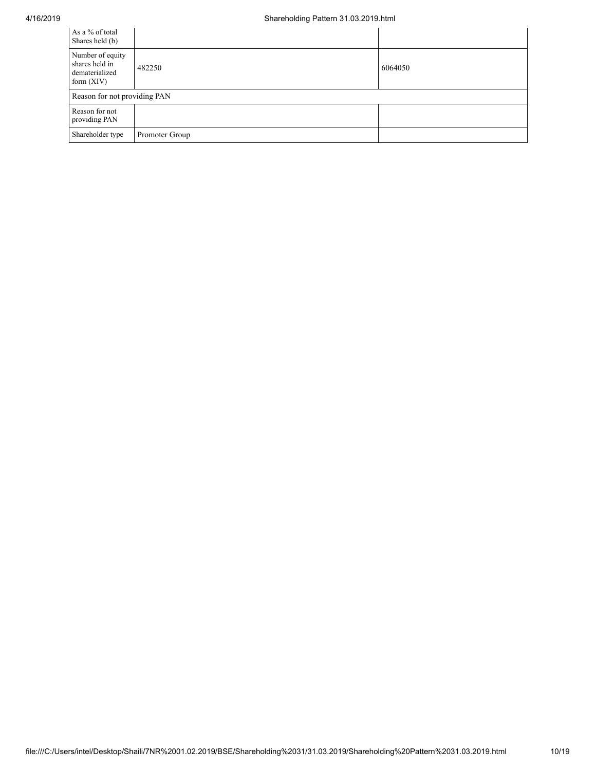| | | |
|---|---|---|
| As a % of total Shares held (b) | | |
| Number of equity shares held in dematerialized form (XIV) | 482250 | 6064050 |
| Reason for not providing PAN | | |
| Reason for not providing PAN | | |
| Shareholder type | Promoter Group | |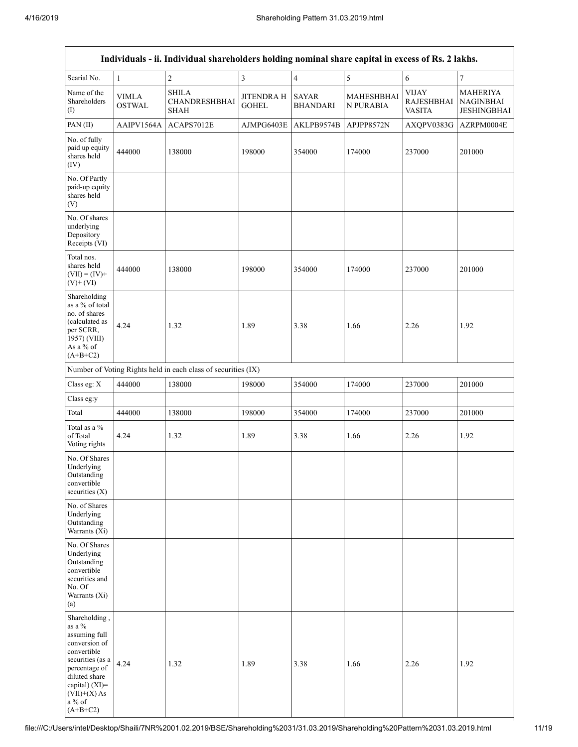| Individuals - ii. Individual shareholders holding nominal share capital in excess of Rs. 2 lakhs. | | | | | | | |
|---|---|---|---|---|---|---|---|
| Searial No. | 1 | 2 | 3 | 4 | 5 | 6 | 7 |
| Name of the Shareholders (I) | VIMLA OSTWAL | SHILA CHANDRESHBHAI SHAH | JITENDRA H GOHEL | SAYAR BHANDARI | MAHESHBHAI N PURABIA | VIJAY RAJESHBHAI VASITA | MAHERIYA NAGINBHAI JESHINGBHAI |
| PAN (II) | AAIPV1564A | ACAPS7012E | AJMPG6403E | AKLPB9574B | APJPP8572N | AXQPV0383G | AZRPM0004E |
| No. of fully paid up equity shares held (IV) | 444000 | 138000 | 198000 | 354000 | 174000 | 237000 | 201000 |
| No. Of Partly paid-up equity shares held (V) | | | | | | | |
| No. Of shares underlying Depository Receipts (VI) | | | | | | | |
| Total nos. shares held (VII) = (IV)+ (V)+ (VI) | 444000 | 138000 | 198000 | 354000 | 174000 | 237000 | 201000 |
| Shareholding as a % of total no. of shares (calculated as per SCRR, 1957) (VIII) As a % of (A+B+C2) | 4.24 | 1.32 | 1.89 | 3.38 | 1.66 | 2.26 | 1.92 |
| Number of Voting Rights held in each class of securities (IX) | | | | | | | |
| Class eg: X | 444000 | 138000 | 198000 | 354000 | 174000 | 237000 | 201000 |
| Class eg:y | | | | | | | |
| Total | 444000 | 138000 | 198000 | 354000 | 174000 | 237000 | 201000 |
| Total as a % of Total Voting rights | 4.24 | 1.32 | 1.89 | 3.38 | 1.66 | 2.26 | 1.92 |
| No. Of Shares Underlying Outstanding convertible securities (X) | | | | | | | |
| No. of Shares Underlying Outstanding Warrants (Xi) | | | | | | | |
| No. Of Shares Underlying Outstanding convertible securities and No. Of Warrants (Xi) (a) | | | | | | | |
| Shareholding , as a % assuming full conversion of convertible securities (as a percentage of diluted share capital) (XI)= (VII)+(X) As a % of (A+B+C2) | 4.24 | 1.32 | 1.89 | 3.38 | 1.66 | 2.26 | 1.92 |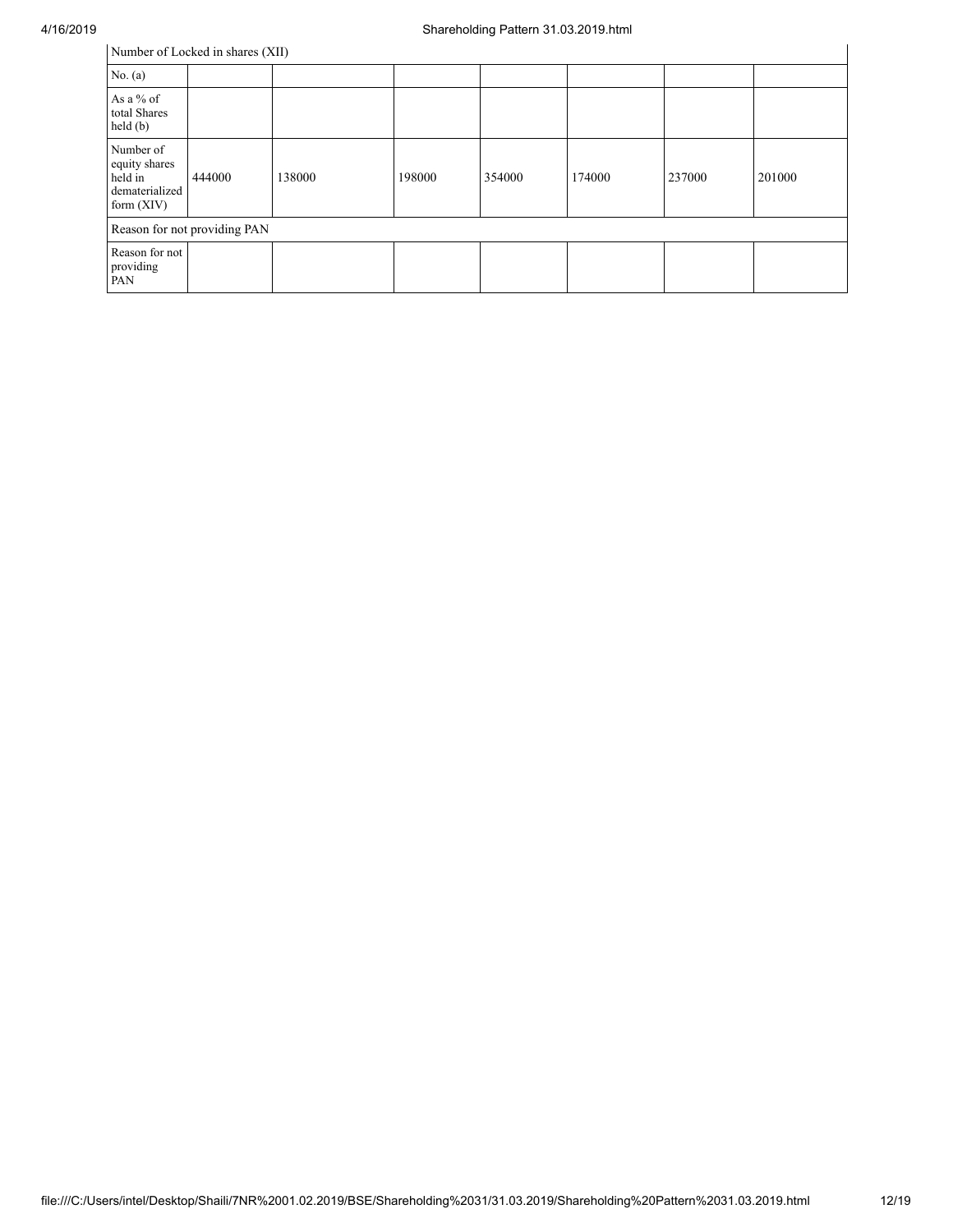| Number of Locked in shares (XII) | | | | | | | |
|---|---|---|---|---|---|---|---|
| No. (a) | | | | | | | |
| As a % of total Shares held (b) | | | | | | | |
| Number of equity shares held in dematerialized form (XIV) | 444000 | 138000 | 198000 | 354000 | 174000 | 237000 | 201000 |
| Reason for not providing PAN | | | | | | | |
| Reason for not providing PAN | | | | | | | |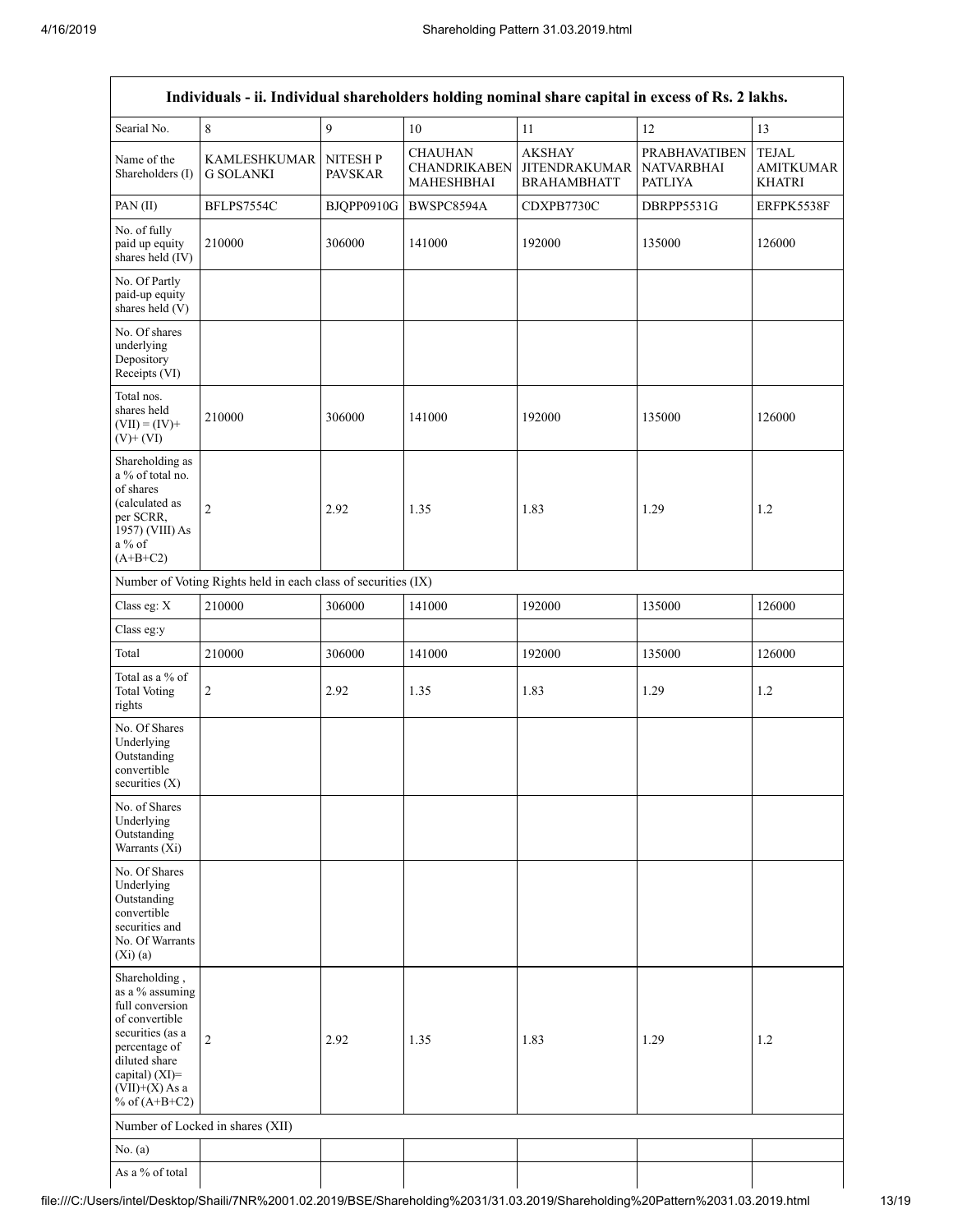| Individuals - ii. Individual shareholders holding nominal share capital in excess of Rs. 2 lakhs. | | | | | | |
|---|---|---|---|---|---|---|
| Searial No. | 8 | 9 | 10 | 11 | 12 | 13 |
| Name of the Shareholders (I) | KAMLESHKUMAR G SOLANKI | NITESH P PAVSKAR | CHAUHAN CHANDRIKABEN MAHESHBHAI | AKSHAY JITENDRAKUMAR BRAHAMBHATT | PRABHAVATIBEN NATVARBHAI PATLIYA | TEJAL AMITKUMAR KHATRI |
| PAN (II) | BFLPS7554C | BJQPP0910G | BWSPC8594A | CDXPB7730C | DBRPP5531G | ERFPK5538F |
| No. of fully paid up equity shares held (IV) | 210000 | 306000 | 141000 | 192000 | 135000 | 126000 |
| No. Of Partly paid-up equity shares held (V) | | | | | | |
| No. Of shares underlying Depository Receipts (VI) | | | | | | |
| Total nos. shares held (VII) = (IV)+ (V)+ (VI) | 210000 | 306000 | 141000 | 192000 | 135000 | 126000 |
| Shareholding as a % of total no. of shares (calculated as per SCRR, 1957) (VIII) As a % of (A+B+C2) | 2 | 2.92 | 1.35 | 1.83 | 1.29 | 1.2 |
| Number of Voting Rights held in each class of securities (IX) | | | | | | |
| Class eg: X | 210000 | 306000 | 141000 | 192000 | 135000 | 126000 |
| Class eg:y | | | | | | |
| Total | 210000 | 306000 | 141000 | 192000 | 135000 | 126000 |
| Total as a % of Total Voting rights | 2 | 2.92 | 1.35 | 1.83 | 1.29 | 1.2 |
| No. Of Shares Underlying Outstanding convertible securities (X) | | | | | | |
| No. of Shares Underlying Outstanding Warrants (Xi) | | | | | | |
| No. Of Shares Underlying Outstanding convertible securities and No. Of Warrants (Xi) (a) | | | | | | |
| Shareholding , as a % assuming full conversion of convertible securities (as a percentage of diluted share capital) (XI)= (VII)+(X) As a % of (A+B+C2) | 2 | 2.92 | 1.35 | 1.83 | 1.29 | 1.2 |
| Number of Locked in shares (XII) | | | | | | |
| No. (a) | | | | | | |
| As a % of total | | | | | | |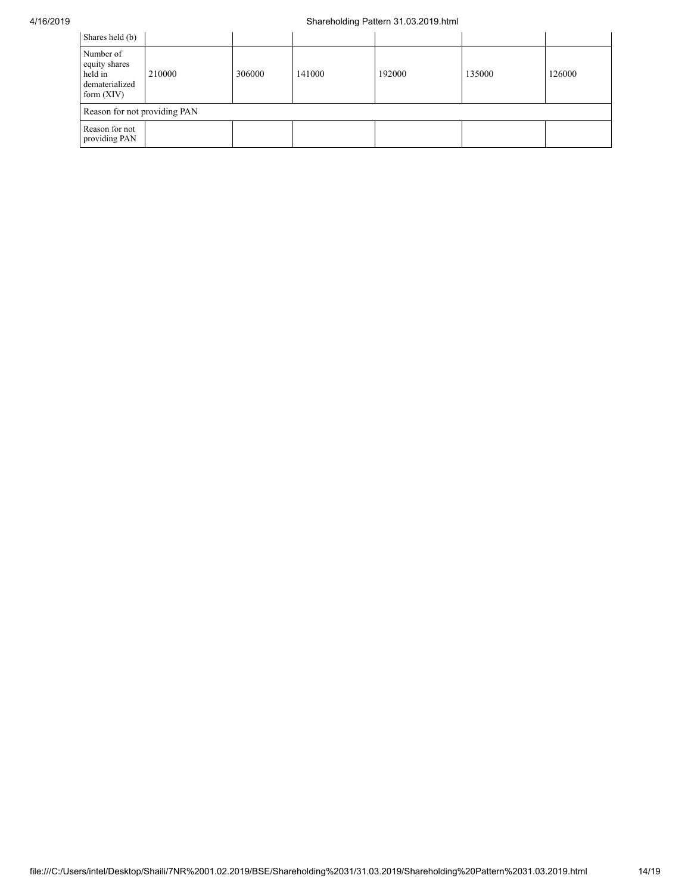| Shares held (b) | | | | | | |
|---|---|---|---|---|---|---|
| Number of equity shares held in dematerialized form (XIV) | 210000 | 306000 | 141000 | 192000 | 135000 | 126000 |
| Reason for not providing PAN | | | | | | |
| Reason for not providing PAN | | | | | | |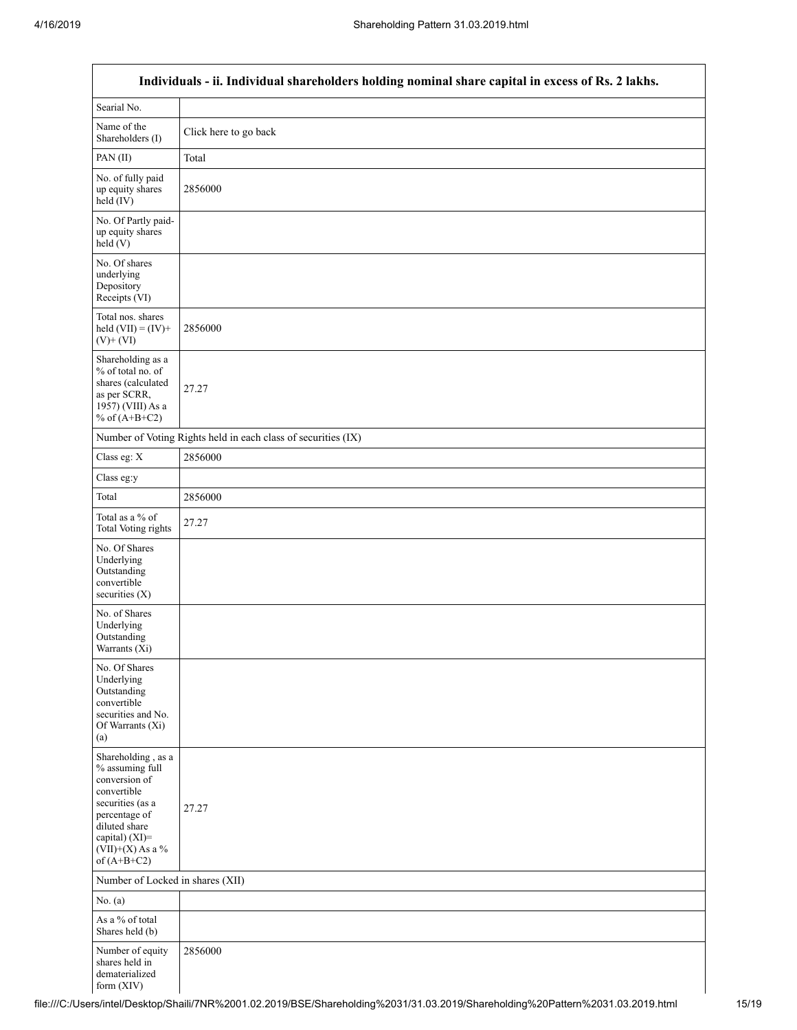| Individuals - ii. Individual shareholders holding nominal share capital in excess of Rs. 2 lakhs. | |
|---|---|
| Searial No. | |
| Name of the Shareholders (I) | Click here to go back |
| PAN (II) | Total |
| No. of fully paid up equity shares held (IV) | 2856000 |
| No. Of Partly paid-up equity shares held (V) | |
| No. Of shares underlying Depository Receipts (VI) | |
| Total nos. shares held (VII) = (IV)+(V)+ (VI) | 2856000 |
| Shareholding as a % of total no. of shares (calculated as per SCRR, 1957) (VIII) As a % of (A+B+C2) | 27.27 |
| Number of Voting Rights held in each class of securities (IX) | |
| Class eg: X | 2856000 |
| Class eg:y | |
| Total | 2856000 |
| Total as a % of Total Voting rights | 27.27 |
| No. Of Shares Underlying Outstanding convertible securities (X) | |
| No. of Shares Underlying Outstanding Warrants (Xi) | |
| No. Of Shares Underlying Outstanding convertible securities and No. Of Warrants (Xi) (a) | |
| Shareholding , as a % assuming full conversion of convertible securities (as a percentage of diluted share capital) (XI)= (VII)+(X) As a % of (A+B+C2) | 27.27 |
| Number of Locked in shares (XII) | |
| No. (a) | |
| As a % of total Shares held (b) | |
| Number of equity shares held in dematerialized form (XIV) | 2856000 |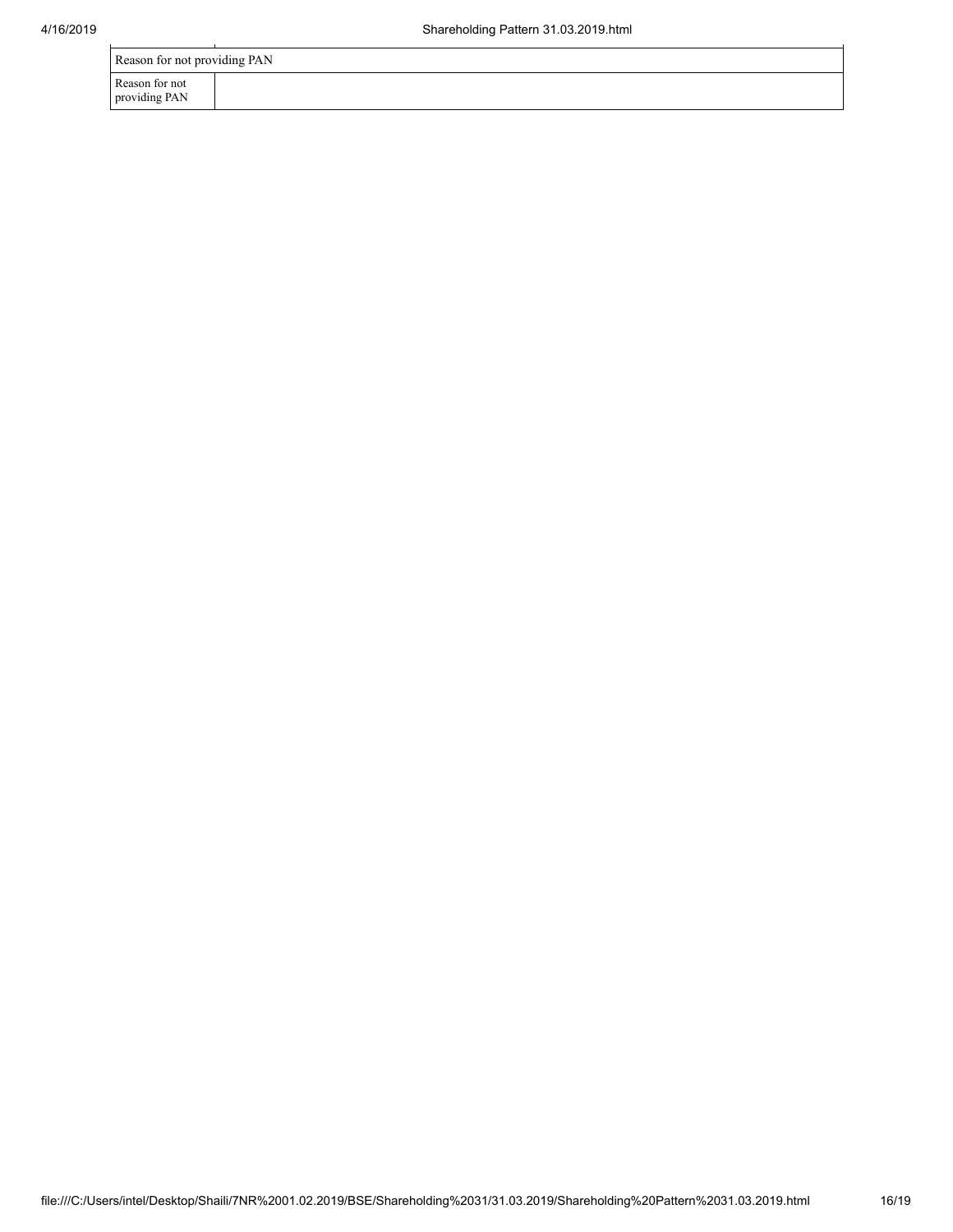| Reason for not providing PAN | |
| --- | --- |
| Reason for not providing PAN | |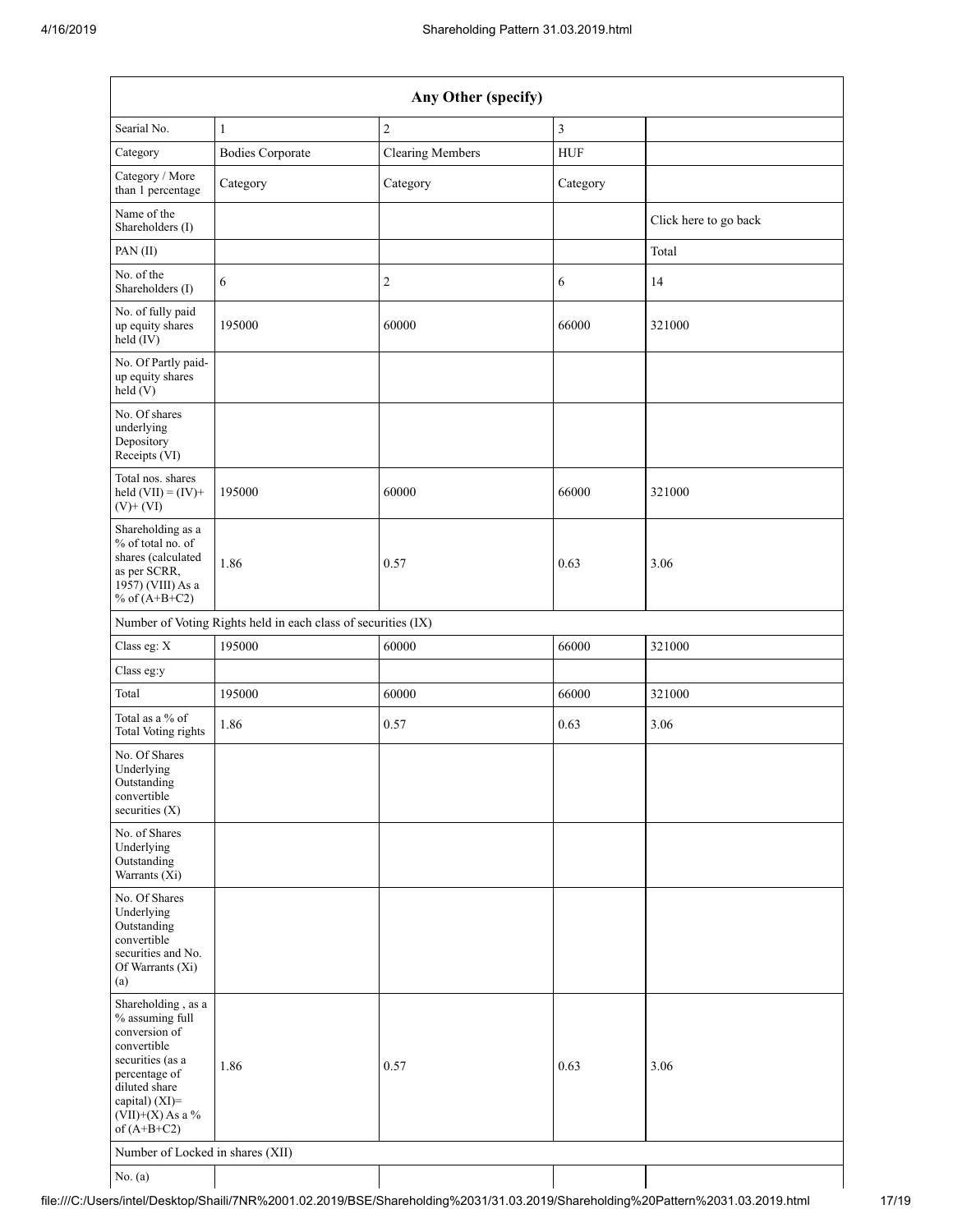| Any Other (specify) | | | | |
|---|---|---|---|---|
| Searial No. | 1 | 2 | 3 | |
| Category | Bodies Corporate | Clearing Members | HUF | |
| Category / More than 1 percentage | Category | Category | Category | |
| Name of the Shareholders (I) | | | | Click here to go back |
| PAN (II) | | | | Total |
| No. of the Shareholders (I) | 6 | 2 | 6 | 14 |
| No. of fully paid up equity shares held (IV) | 195000 | 60000 | 66000 | 321000 |
| No. Of Partly paid-up equity shares held (V) | | | | |
| No. Of shares underlying Depository Receipts (VI) | | | | |
| Total nos. shares held (VII) = (IV)+ (V)+ (VI) | 195000 | 60000 | 66000 | 321000 |
| Shareholding as a % of total no. of shares (calculated as per SCRR, 1957) (VIII) As a % of (A+B+C2) | 1.86 | 0.57 | 0.63 | 3.06 |
| Number of Voting Rights held in each class of securities (IX) | | | | |
| Class eg: X | 195000 | 60000 | 66000 | 321000 |
| Class eg:y | | | | |
| Total | 195000 | 60000 | 66000 | 321000 |
| Total as a % of Total Voting rights | 1.86 | 0.57 | 0.63 | 3.06 |
| No. Of Shares Underlying Outstanding convertible securities (X) | | | | |
| No. of Shares Underlying Outstanding Warrants (Xi) | | | | |
| No. Of Shares Underlying Outstanding convertible securities and No. Of Warrants (Xi) (a) | | | | |
| Shareholding , as a % assuming full conversion of convertible securities (as a percentage of diluted share capital) (XI)= (VII)+(X) As a % of (A+B+C2) | 1.86 | 0.57 | 0.63 | 3.06 |
| Number of Locked in shares (XII) | | | | |
| No. (a) | | | | |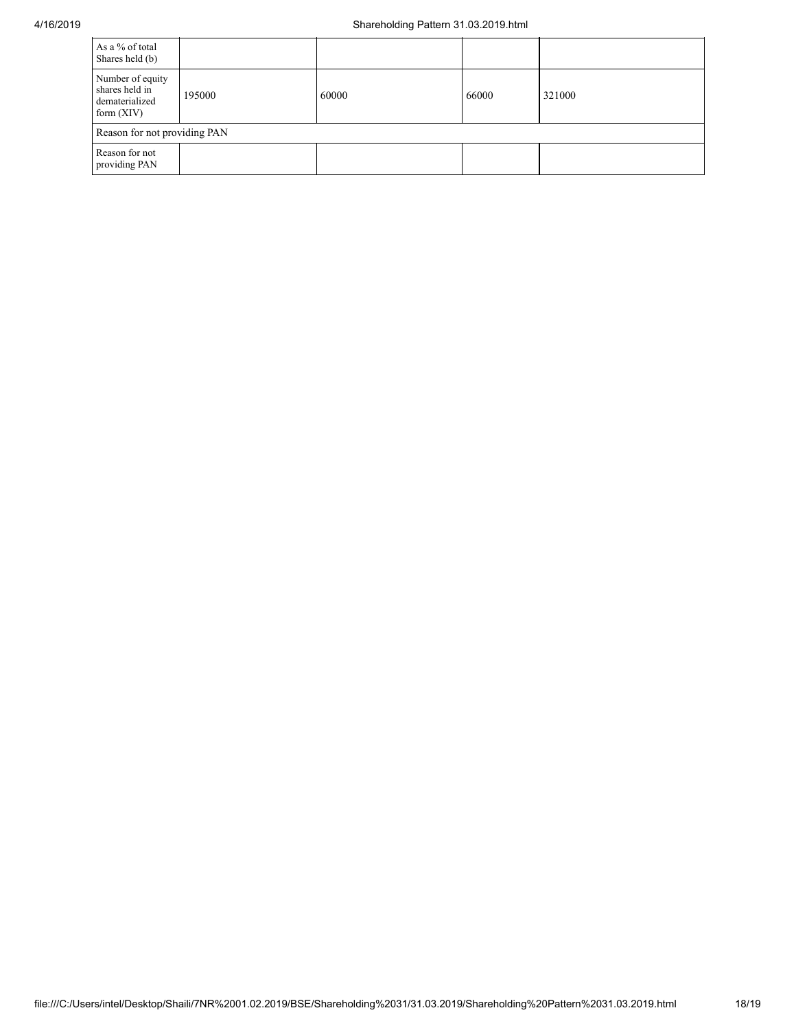| | | | | |
|---|---|---|---|---|
| As a % of total Shares held (b) | | | | |
| Number of equity shares held in dematerialized form (XIV) | 195000 | 60000 | 66000 | 321000 |
| Reason for not providing PAN | | | | |
| Reason for not providing PAN | | | | |